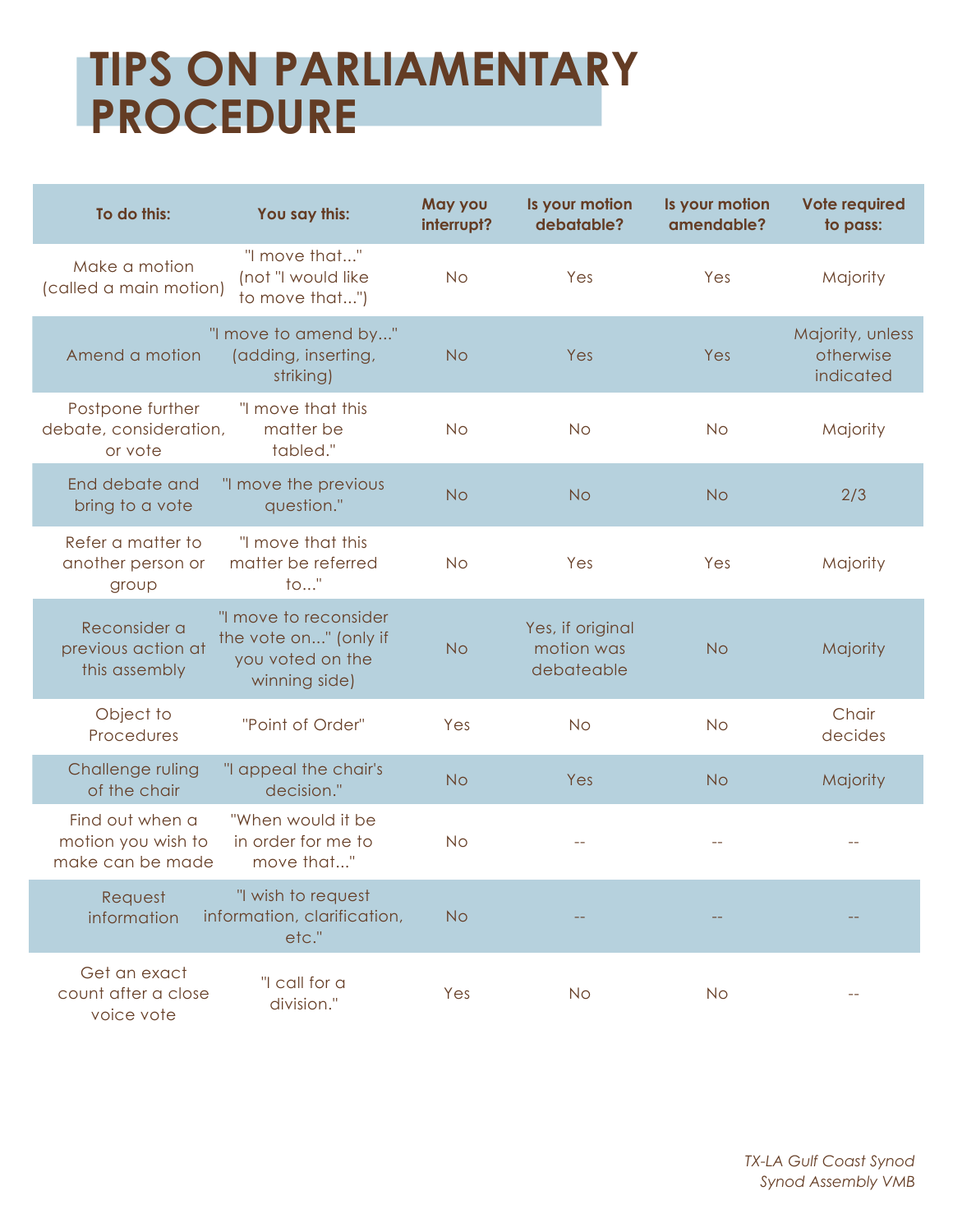# TIPS ON PARLIAMENTARY PROCEDURE

| To do this: | You say this: | May you interrupt? | Is your motion debatable? | Is your motion amendable? | Vote required to pass: |
|---|---|---|---|---|---|
| Make a motion (called a main motion) | "I move that..." (not "I would like to move that...") | No | Yes | Yes | Majority |
| Amend a motion | "I move to amend by..." (adding, inserting, striking) | No | Yes | Yes | Majority, unless otherwise indicated |
| Postpone further debate, consideration, or vote | "I move that this matter be tabled." | No | No | No | Majority |
| End debate and bring to a vote | "I move the previous question." | No | No | No | 2/3 |
| Refer a matter to another person or group | "I move that this matter be referred to..." | No | Yes | Yes | Majority |
| Reconsider a previous action at this assembly | "I move to reconsider the vote on..." (only if you voted on the winning side) | No | Yes, if original motion was debateable | No | Majority |
| Object to Procedures | "Point of Order" | Yes | No | No | Chair decides |
| Challenge ruling of the chair | "I appeal the chair's decision." | No | Yes | No | Majority |
| Find out when a motion you wish to make can be made | "When would it be in order for me to move that..." | No | -- | -- | -- |
| Request information | "I wish to request information, clarification, etc." | No | -- | -- | -- |
| Get an exact count after a close voice vote | "I call for a division." | Yes | No | No | -- |

*TX-LA Gulf Coast Synod*
*Synod Assembly VMB*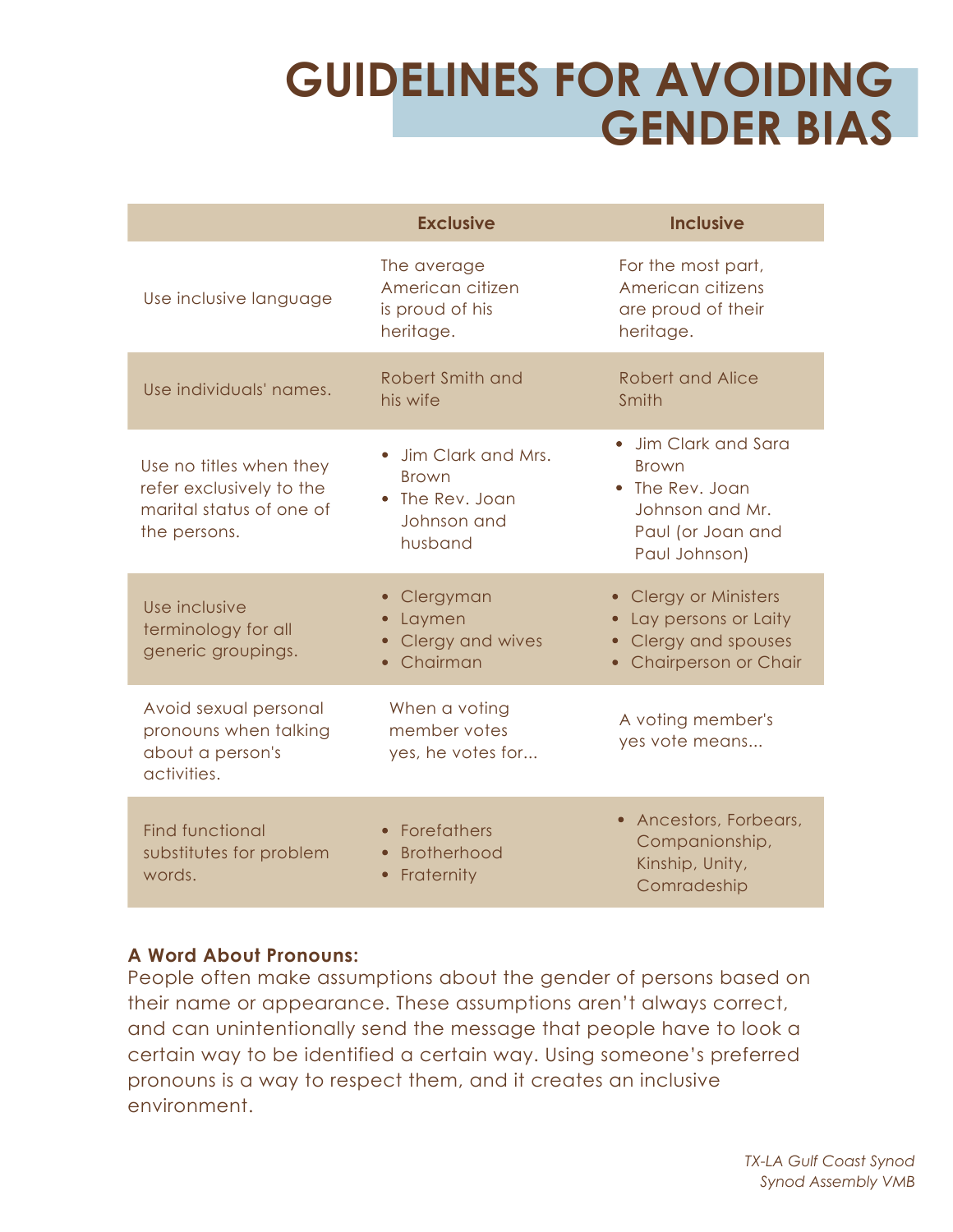# GUIDELINES FOR AVOIDING GENDER BIAS

| | Exclusive | Inclusive |
|---|---|---|
| Use inclusive language | The average American citizen is proud of his heritage. | For the most part, American citizens are proud of their heritage. |
| Use individuals' names. | Robert Smith and his wife | Robert and Alice Smith |
| Use no titles when they refer exclusively to the marital status of one of the persons. | • Jim Clark and Mrs. Brown<br>• The Rev. Joan Johnson and husband | • Jim Clark and Sara Brown<br>• The Rev. Joan Johnson and Mr. Paul (or Joan and Paul Johnson) |
| Use inclusive terminology for all generic groupings. | • Clergyman<br>• Laymen<br>• Clergy and wives<br>• Chairman | • Clergy or Ministers<br>• Lay persons or Laity<br>• Clergy and spouses<br>• Chairperson or Chair |
| Avoid sexual personal pronouns when talking about a person's activities. | When a voting member votes yes, he votes for... | A voting member's yes vote means... |
| Find functional substitutes for problem words. | • Forefathers<br>• Brotherhood<br>• Fraternity | • Ancestors, Forbears, Companionship, Kinship, Unity, Comradeship |

**A Word About Pronouns:**
People often make assumptions about the gender of persons based on their name or appearance. These assumptions aren't always correct, and can unintentionally send the message that people have to look a certain way to be identified a certain way. Using someone's preferred pronouns is a way to respect them, and it creates an inclusive environment.

*TX-LA Gulf Coast Synod*
*Synod Assembly VMB*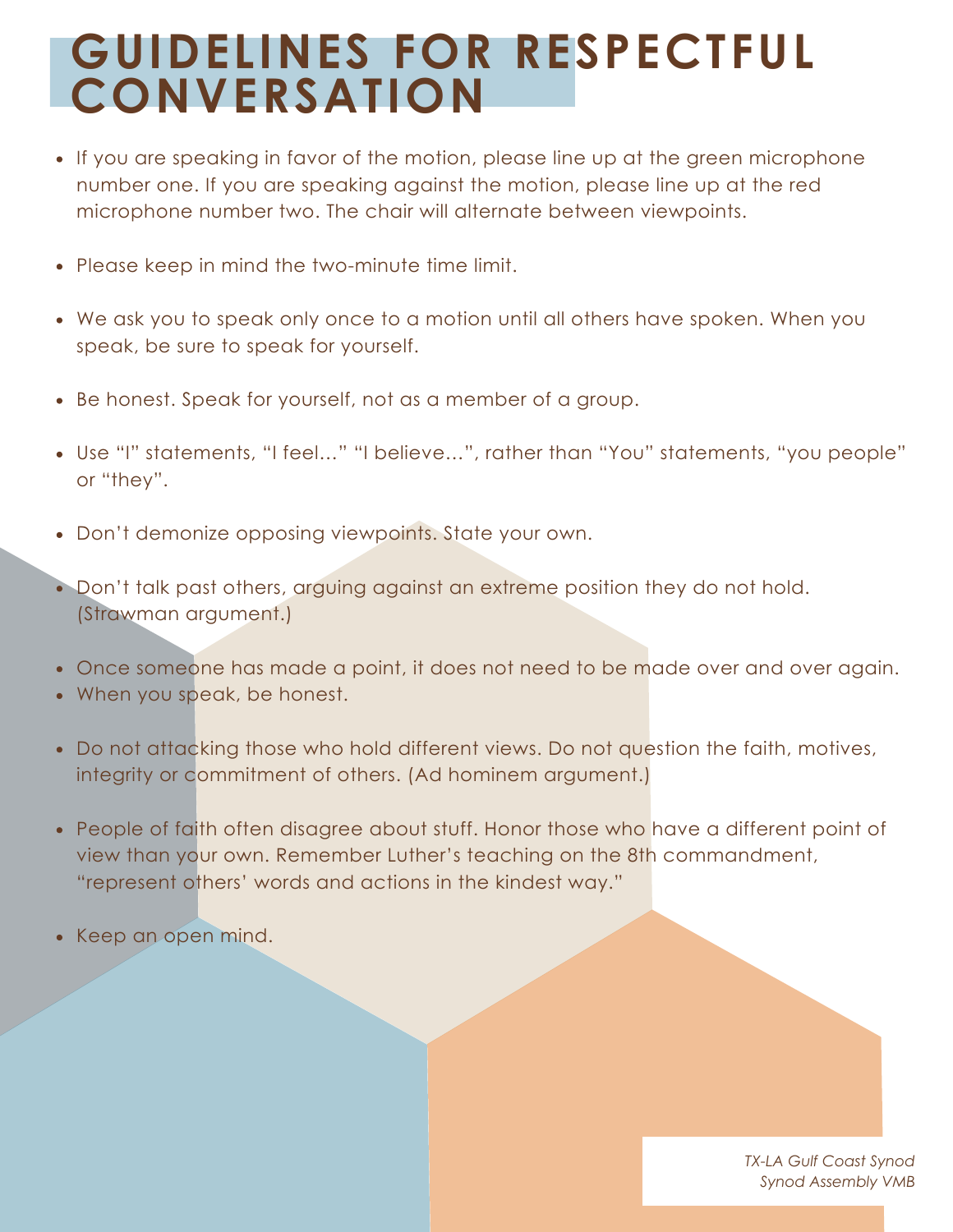# GUIDELINES FOR RESPECTFUL CONVERSATION

- If you are speaking in favor of the motion, please line up at the green microphone number one. If you are speaking against the motion, please line up at the red microphone number two. The chair will alternate between viewpoints.
- Please keep in mind the two-minute time limit.
- We ask you to speak only once to a motion until all others have spoken. When you speak, be sure to speak for yourself.
- Be honest. Speak for yourself, not as a member of a group.
- Use "I" statements, "I feel..." "I believe...", rather than "You" statements, "you people" or "they".
- Don't demonize opposing viewpoints. State your own.
- Don't talk past others, arguing against an extreme position they do not hold. (Strawman argument.)
- Once someone has made a point, it does not need to be made over and over again.
- When you speak, be honest.
- Do not attacking those who hold different views. Do not question the faith, motives, integrity or commitment of others. (Ad hominem argument.)
- People of faith often disagree about stuff. Honor those who have a different point of view than your own. Remember Luther's teaching on the 8th commandment, "represent others' words and actions in the kindest way."
- Keep an open mind.

*TX-LA Gulf Coast Synod*
*Synod Assembly VMB*